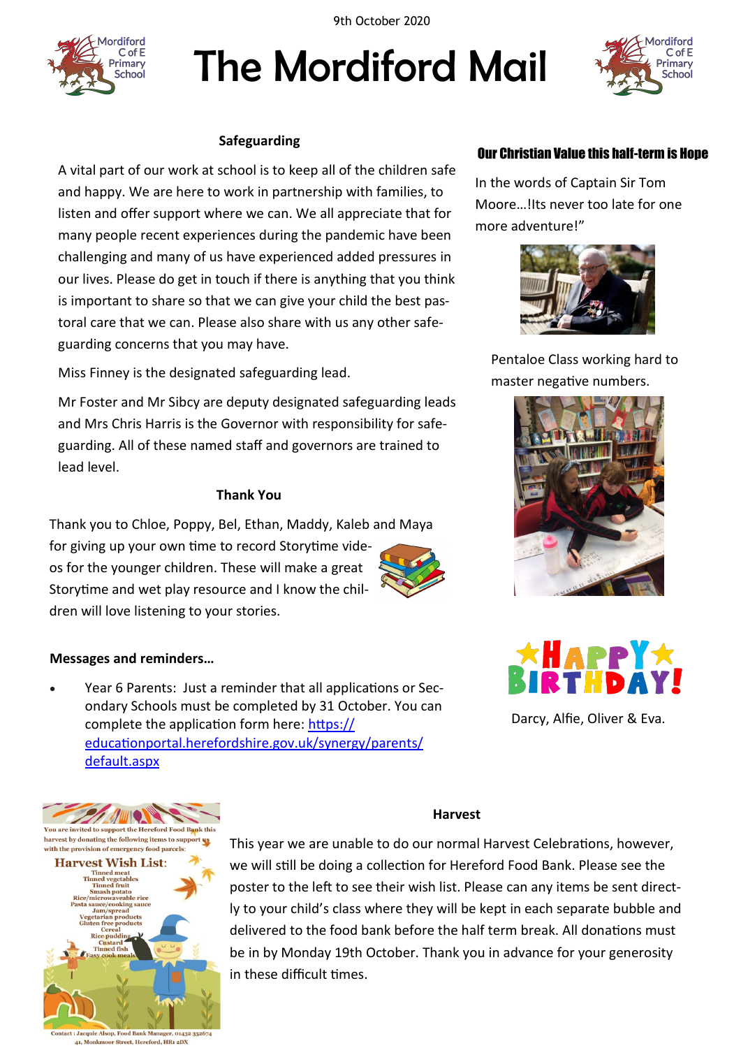9th October 2020

# The Mordiford Mail

## Safeguarding

A vital part of our work at school is to keep all of the children safe and happy. We are here to work in partnership with families, to listen and offer support where we can. We all appreciate that for many people recent experiences during the pandemic have been challenging and many of us have experienced added pressures in our lives. Please do get in touch if there is anything that you think is important to share so that we can give your child the best pastoral care that we can. Please also share with us any other safeguarding concerns that you may have.

Miss Finney is the designated safeguarding lead.

Mr Foster and Mr Sibcy are deputy designated safeguarding leads and Mrs Chris Harris is the Governor with responsibility for safeguarding. All of these named staff and governors are trained to lead level.

## Thank You

Thank you to Chloe, Poppy, Bel, Ethan, Maddy, Kaleb and Maya for giving up your own time to record Storytime videos for the younger children. These will make a great Storytime and wet play resource and I know the children will love listening to your stories.

## Messages and reminders…

- Year 6 Parents: Just a reminder that all applications or Secondary Schools must be completed by 31 October. You can complete the application form here: [https://educationportal.herefordshire.gov.uk/synergy/parents/default.aspx](https://educationportal.herefordshire.gov.uk/synergy/parents/default.aspx)

## Our Christian Value this half-term is Hope

In the words of Captain Sir Tom Moore…!Its never too late for one more adventure!"

Pentaloe Class working hard to master negative numbers.

HAPPY BIRTHDAY!

Darcy, Alfie, Oliver & Eva.

You are invited to support the Hereford Food Bank this harvest by donating the following items to support us with the provision of emergency food parcels:

**Harvest Wish List:**

Tinned meat
Tinned vegetables
Tinned fruit
Smash potato
Rice/microwaveable rice
Pasta sauce/cooking sauce
Jam/spread
Vegetarian products
Gluten free products
Cereal
Rice pudding
Custard
Tinned fish
Easy cook meals

Contact : Jacquie Alsop, Food Bank Manager, 01432 352674
41, Monkmoor Street, Hereford, HR1 2DX

## Harvest

This year we are unable to do our normal Harvest Celebrations, however, we will still be doing a collection for Hereford Food Bank. Please see the poster to the left to see their wish list. Please can any items be sent directly to your child's class where they will be kept in each separate bubble and delivered to the food bank before the half term break. All donations must be in by Monday 19th October. Thank you in advance for your generosity in these difficult times.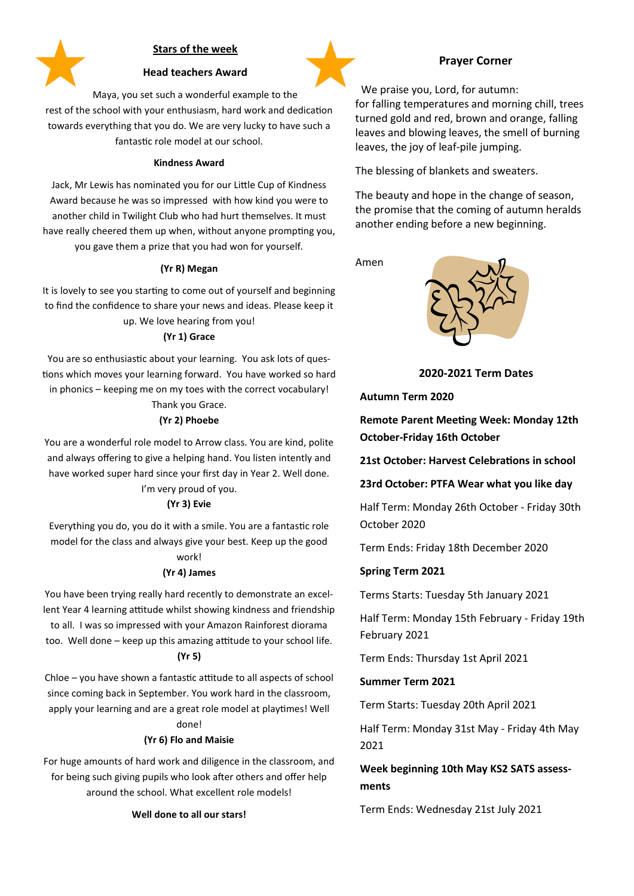## Stars of the week

### Head teachers Award

Maya, you set such a wonderful example to the rest of the school with your enthusiasm, hard work and dedication towards everything that you do. We are very lucky to have such a fantastic role model at our school.

### Kindness Award

Jack, Mr Lewis has nominated you for our Little Cup of Kindness Award because he was so impressed with how kind you were to another child in Twilight Club who had hurt themselves. It must have really cheered them up when, without anyone prompting you, you gave them a prize that you had won for yourself.

### (Yr R) Megan

It is lovely to see you starting to come out of yourself and beginning to find the confidence to share your news and ideas. Please keep it up. We love hearing from you!

### (Yr 1) Grace

You are so enthusiastic about your learning. You ask lots of questions which moves your learning forward. You have worked so hard in phonics – keeping me on my toes with the correct vocabulary! Thank you Grace.

### (Yr 2) Phoebe

You are a wonderful role model to Arrow class. You are kind, polite and always offering to give a helping hand. You listen intently and have worked super hard since your first day in Year 2. Well done. I'm very proud of you.

### (Yr 3) Evie

Everything you do, you do it with a smile. You are a fantastic role model for the class and always give your best. Keep up the good work!

### (Yr 4) James

You have been trying really hard recently to demonstrate an excellent Year 4 learning attitude whilst showing kindness and friendship to all. I was so impressed with your Amazon Rainforest diorama too. Well done – keep up this amazing attitude to your school life.

### (Yr 5)

Chloe – you have shown a fantastic attitude to all aspects of school since coming back in September. You work hard in the classroom, apply your learning and are a great role model at playtimes! Well done!

### (Yr 6) Flo and Maisie

For huge amounts of hard work and diligence in the classroom, and for being such giving pupils who look after others and offer help around the school. What excellent role models!

**Well done to all our stars!**

## Prayer Corner

We praise you, Lord, for autumn:
for falling temperatures and morning chill, trees turned gold and red, brown and orange, falling leaves and blowing leaves, the smell of burning leaves, the joy of leaf-pile jumping.

The blessing of blankets and sweaters.

The beauty and hope in the change of season, the promise that the coming of autumn heralds another ending before a new beginning.

Amen

## 2020-2021 Term Dates

**Autumn Term 2020**

**Remote Parent Meeting Week: Monday 12th October-Friday 16th October**

**21st October: Harvest Celebrations in school**

**23rd October: PTFA Wear what you like day**

Half Term: Monday 26th October - Friday 30th October 2020

Term Ends: Friday 18th December 2020

**Spring Term 2021**

Terms Starts: Tuesday 5th January 2021

Half Term: Monday 15th February - Friday 19th February 2021

Term Ends: Thursday 1st April 2021

**Summer Term 2021**

Term Starts: Tuesday 20th April 2021

Half Term: Monday 31st May - Friday 4th May 2021

**Week beginning 10th May KS2 SATS assessments**

Term Ends: Wednesday 21st July 2021